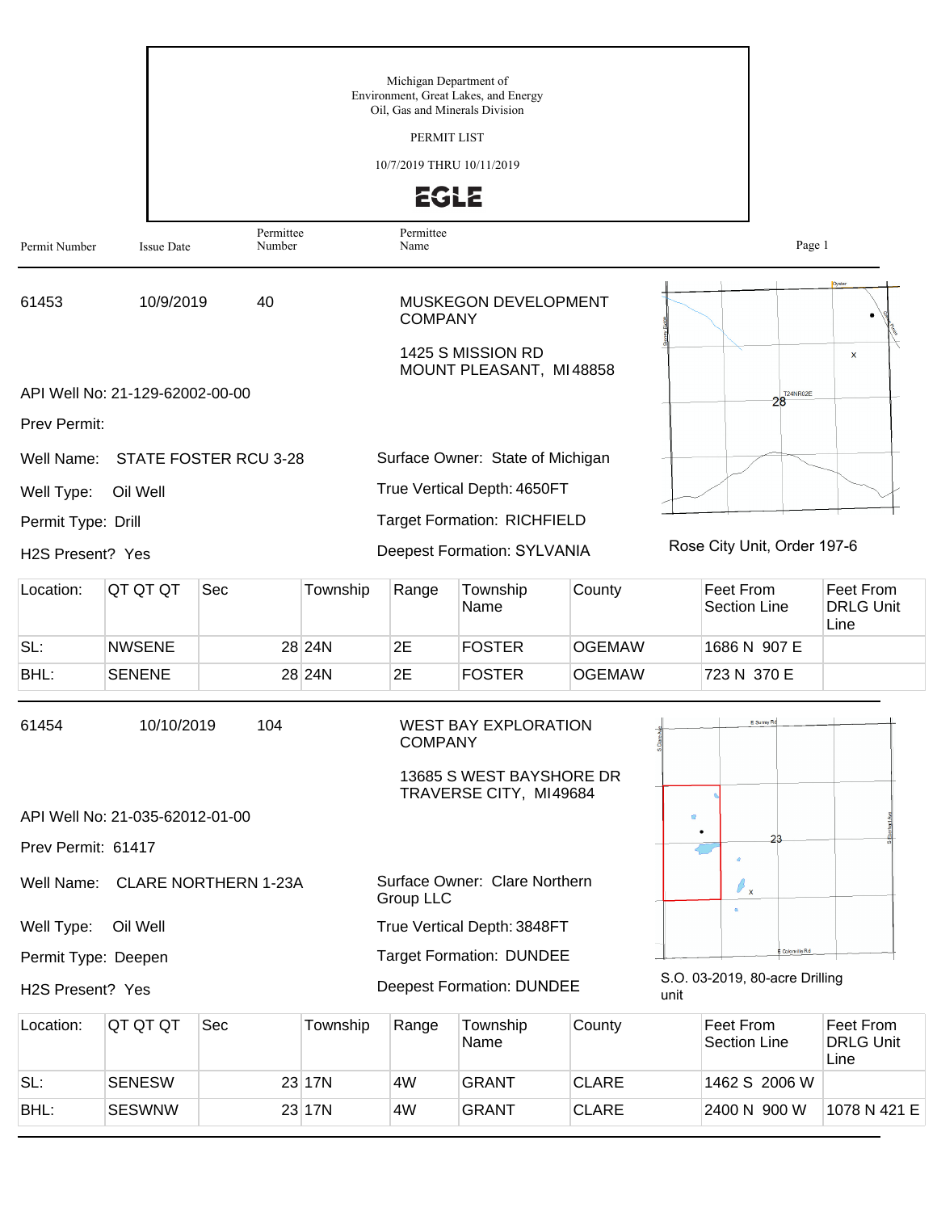Michigan Department of
Environment, Great Lakes, and Energy
Oil, Gas and Minerals Division

PERMIT LIST

10/7/2019 THRU 10/11/2019

EGLE

| Permit Number | Issue Date | Permittee Number | Permittee Name |
|---|---|---|---|

---

**61453** | 10/9/2019 | 40 | MUSKEGON DEVELOPMENT COMPANY

1425 S MISSION RD
MOUNT PLEASANT, MI 48858

API Well No: 21-129-62002-00-00

Prev Permit:

Well Name: STATE FOSTER RCU 3-28

Well Type: Oil Well

Permit Type: Drill

H2S Present? Yes

Surface Owner: State of Michigan

True Vertical Depth: 4650FT

Target Formation: RICHFIELD

Deepest Formation: SYLVANIA

Rose City Unit, Order 197-6

| Location: | QT QT QT | Sec | Township | Range | Township Name | County | Feet From Section Line | Feet From DRLG Unit Line |
|---|---|---|---|---|---|---|---|---|
| SL: | NWSENE | 28 | 24N | 2E | FOSTER | OGEMAW | 1686 N 907 E | |
| BHL: | SENENE | 28 | 24N | 2E | FOSTER | OGEMAW | 723 N 370 E | |

---

**61454** | 10/10/2019 | 104 | WEST BAY EXPLORATION COMPANY

13685 S WEST BAYSHORE DR
TRAVERSE CITY, MI 49684

API Well No: 21-035-62012-01-00

Prev Permit: 61417

Well Name: CLARE NORTHERN 1-23A

Well Type: Oil Well

Permit Type: Deepen

H2S Present? Yes

Surface Owner: Clare Northern Group LLC

True Vertical Depth: 3848FT

Target Formation: DUNDEE

Deepest Formation: DUNDEE

S.O. 03-2019, 80-acre Drilling unit

| Location: | QT QT QT | Sec | Township | Range | Township Name | County | Feet From Section Line | Feet From DRLG Unit Line |
|---|---|---|---|---|---|---|---|---|
| SL: | SENESW | 23 | 17N | 4W | GRANT | CLARE | 1462 S 2006 W | |
| BHL: | SESWNW | 23 | 17N | 4W | GRANT | CLARE | 2400 N 900 W | 1078 N 421 E |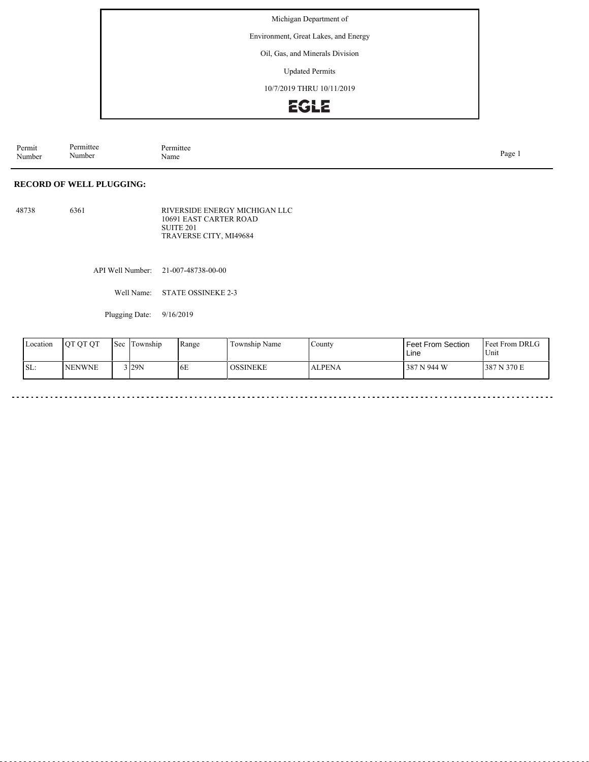Michigan Department of

Environment, Great Lakes, and Energy

Oil, Gas, and Minerals Division

Updated Permits

10/7/2019 THRU 10/11/2019

EGLE

| Permit Number | Permittee Number | Permittee Name |
|---|---|---|

**RECORD OF WELL PLUGGING:**

48738 6361 RIVERSIDE ENERGY MICHIGAN LLC
10691 EAST CARTER ROAD
SUITE 201
TRAVERSE CITY, MI49684

API Well Number: 21-007-48738-00-00

Well Name: STATE OSSINEKE 2-3

Plugging Date: 9/16/2019

| Location | QT QT QT | Sec | Township | Range | Township Name | County | Feet From Section Line | Feet From DRLG Unit |
|---|---|---|---|---|---|---|---|---|
| SL: | NENWNE | 3 | 29N | 6E | OSSINEKE | ALPENA | 387 N 944 W | 387 N 370 E |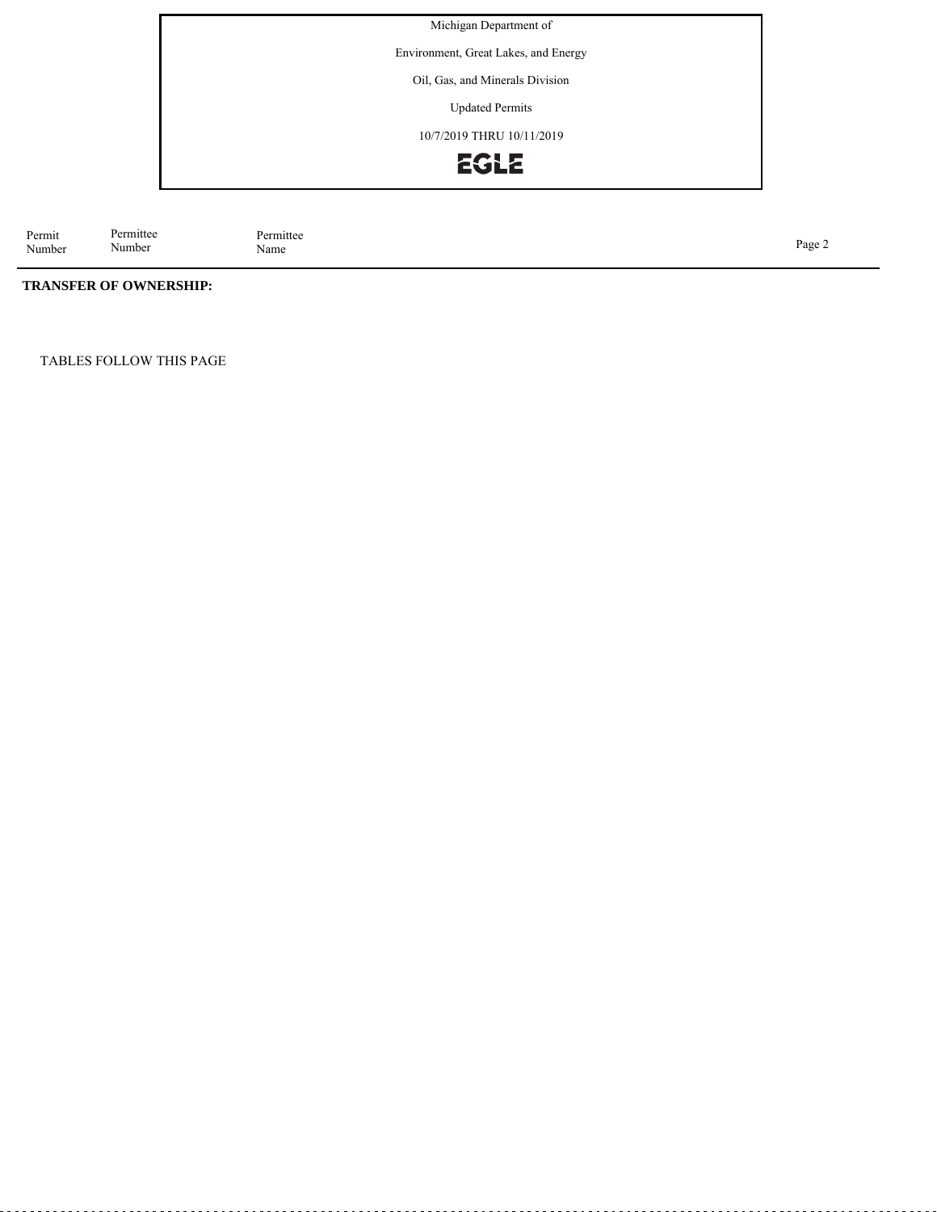Michigan Department of

Environment, Great Lakes, and Energy

Oil, Gas, and Minerals Division

Updated Permits

10/7/2019 THRU 10/11/2019

EGLE

| Permit Number | Permittee Number | Permittee Name |
|---|---|---|

**TRANSFER OF OWNERSHIP:**

TABLES FOLLOW THIS PAGE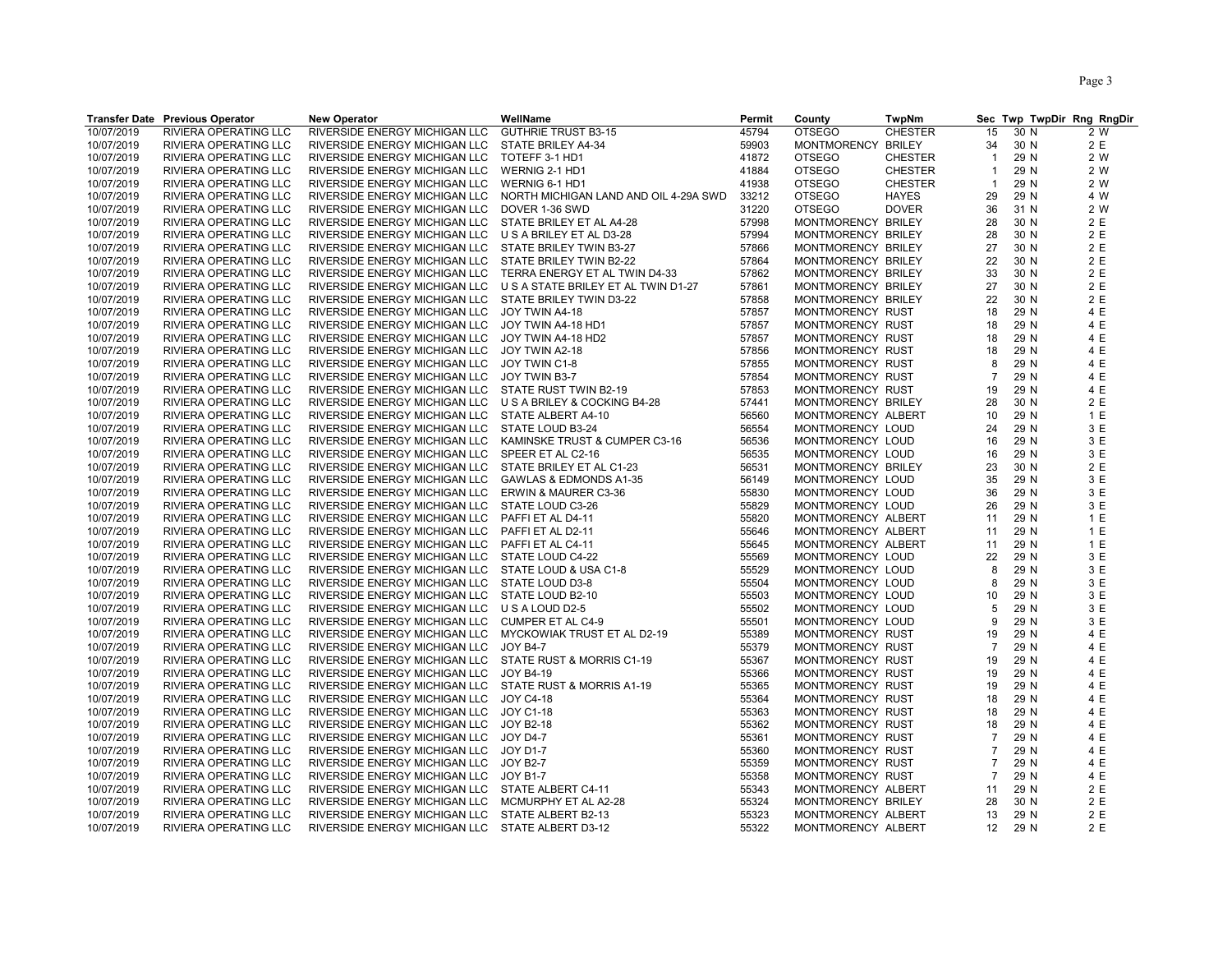| Transfer Date | Previous Operator | New Operator | WellName | Permit | County | TwpNm | Sec | Twp | TwpDir | Rng | RngDir |
|---|---|---|---|---|---|---|---|---|---|---|---|
| 10/07/2019 | RIVIERA OPERATING LLC | RIVERSIDE ENERGY MICHIGAN LLC | GUTHRIE TRUST B3-15 | 45794 | OTSEGO | CHESTER | 15 | 30 | N | 2 | W |
| 10/07/2019 | RIVIERA OPERATING LLC | RIVERSIDE ENERGY MICHIGAN LLC | STATE BRILEY A4-34 | 59903 | MONTMORENCY | BRILEY | 34 | 30 | N | 2 | E |
| 10/07/2019 | RIVIERA OPERATING LLC | RIVERSIDE ENERGY MICHIGAN LLC | TOTEFF 3-1 HD1 | 41872 | OTSEGO | CHESTER | 1 | 29 | N | 2 | W |
| 10/07/2019 | RIVIERA OPERATING LLC | RIVERSIDE ENERGY MICHIGAN LLC | WERNIG 2-1 HD1 | 41884 | OTSEGO | CHESTER | 1 | 29 | N | 2 | W |
| 10/07/2019 | RIVIERA OPERATING LLC | RIVERSIDE ENERGY MICHIGAN LLC | WERNIG 6-1 HD1 | 41938 | OTSEGO | CHESTER | 1 | 29 | N | 2 | W |
| 10/07/2019 | RIVIERA OPERATING LLC | RIVERSIDE ENERGY MICHIGAN LLC | NORTH MICHIGAN LAND AND OIL 4-29A SWD | 33212 | OTSEGO | HAYES | 29 | 29 | N | 4 | W |
| 10/07/2019 | RIVIERA OPERATING LLC | RIVERSIDE ENERGY MICHIGAN LLC | DOVER 1-36 SWD | 31220 | OTSEGO | DOVER | 36 | 31 | N | 2 | W |
| 10/07/2019 | RIVIERA OPERATING LLC | RIVERSIDE ENERGY MICHIGAN LLC | STATE BRILEY ET AL A4-28 | 57998 | MONTMORENCY | BRILEY | 28 | 30 | N | 2 | E |
| 10/07/2019 | RIVIERA OPERATING LLC | RIVERSIDE ENERGY MICHIGAN LLC | U S A BRILEY ET AL D3-28 | 57994 | MONTMORENCY | BRILEY | 28 | 30 | N | 2 | E |
| 10/07/2019 | RIVIERA OPERATING LLC | RIVERSIDE ENERGY MICHIGAN LLC | STATE BRILEY TWIN B3-27 | 57866 | MONTMORENCY | BRILEY | 27 | 30 | N | 2 | E |
| 10/07/2019 | RIVIERA OPERATING LLC | RIVERSIDE ENERGY MICHIGAN LLC | STATE BRILEY TWIN B2-22 | 57864 | MONTMORENCY | BRILEY | 22 | 30 | N | 2 | E |
| 10/07/2019 | RIVIERA OPERATING LLC | RIVERSIDE ENERGY MICHIGAN LLC | TERRA ENERGY ET AL TWIN D4-33 | 57862 | MONTMORENCY | BRILEY | 33 | 30 | N | 2 | E |
| 10/07/2019 | RIVIERA OPERATING LLC | RIVERSIDE ENERGY MICHIGAN LLC | U S A STATE BRILEY ET AL TWIN D1-27 | 57861 | MONTMORENCY | BRILEY | 27 | 30 | N | 2 | E |
| 10/07/2019 | RIVIERA OPERATING LLC | RIVERSIDE ENERGY MICHIGAN LLC | STATE BRILEY TWIN D3-22 | 57858 | MONTMORENCY | BRILEY | 22 | 30 | N | 2 | E |
| 10/07/2019 | RIVIERA OPERATING LLC | RIVERSIDE ENERGY MICHIGAN LLC | JOY TWIN A4-18 | 57857 | MONTMORENCY | RUST | 18 | 29 | N | 4 | E |
| 10/07/2019 | RIVIERA OPERATING LLC | RIVERSIDE ENERGY MICHIGAN LLC | JOY TWIN A4-18 HD1 | 57857 | MONTMORENCY | RUST | 18 | 29 | N | 4 | E |
| 10/07/2019 | RIVIERA OPERATING LLC | RIVERSIDE ENERGY MICHIGAN LLC | JOY TWIN A4-18 HD2 | 57857 | MONTMORENCY | RUST | 18 | 29 | N | 4 | E |
| 10/07/2019 | RIVIERA OPERATING LLC | RIVERSIDE ENERGY MICHIGAN LLC | JOY TWIN A2-18 | 57856 | MONTMORENCY | RUST | 18 | 29 | N | 4 | E |
| 10/07/2019 | RIVIERA OPERATING LLC | RIVERSIDE ENERGY MICHIGAN LLC | JOY TWIN C1-8 | 57855 | MONTMORENCY | RUST | 8 | 29 | N | 4 | E |
| 10/07/2019 | RIVIERA OPERATING LLC | RIVERSIDE ENERGY MICHIGAN LLC | JOY TWIN B3-7 | 57854 | MONTMORENCY | RUST | 7 | 29 | N | 4 | E |
| 10/07/2019 | RIVIERA OPERATING LLC | RIVERSIDE ENERGY MICHIGAN LLC | STATE RUST TWIN B2-19 | 57853 | MONTMORENCY | RUST | 19 | 29 | N | 4 | E |
| 10/07/2019 | RIVIERA OPERATING LLC | RIVERSIDE ENERGY MICHIGAN LLC | U S A BRILEY & COCKING B4-28 | 57441 | MONTMORENCY | BRILEY | 28 | 30 | N | 2 | E |
| 10/07/2019 | RIVIERA OPERATING LLC | RIVERSIDE ENERGY MICHIGAN LLC | STATE ALBERT A4-10 | 56560 | MONTMORENCY | ALBERT | 10 | 29 | N | 1 | E |
| 10/07/2019 | RIVIERA OPERATING LLC | RIVERSIDE ENERGY MICHIGAN LLC | STATE LOUD B3-24 | 56554 | MONTMORENCY | LOUD | 24 | 29 | N | 3 | E |
| 10/07/2019 | RIVIERA OPERATING LLC | RIVERSIDE ENERGY MICHIGAN LLC | KAMINSKE TRUST & CUMPER C3-16 | 56536 | MONTMORENCY | LOUD | 16 | 29 | N | 3 | E |
| 10/07/2019 | RIVIERA OPERATING LLC | RIVERSIDE ENERGY MICHIGAN LLC | SPEER ET AL C2-16 | 56535 | MONTMORENCY | LOUD | 16 | 29 | N | 3 | E |
| 10/07/2019 | RIVIERA OPERATING LLC | RIVERSIDE ENERGY MICHIGAN LLC | STATE BRILEY ET AL C1-23 | 56531 | MONTMORENCY | BRILEY | 23 | 30 | N | 2 | E |
| 10/07/2019 | RIVIERA OPERATING LLC | RIVERSIDE ENERGY MICHIGAN LLC | GAWLAS & EDMONDS A1-35 | 56149 | MONTMORENCY | LOUD | 35 | 29 | N | 3 | E |
| 10/07/2019 | RIVIERA OPERATING LLC | RIVERSIDE ENERGY MICHIGAN LLC | ERWIN & MAURER C3-36 | 55830 | MONTMORENCY | LOUD | 36 | 29 | N | 3 | E |
| 10/07/2019 | RIVIERA OPERATING LLC | RIVERSIDE ENERGY MICHIGAN LLC | STATE LOUD C3-26 | 55829 | MONTMORENCY | LOUD | 26 | 29 | N | 3 | E |
| 10/07/2019 | RIVIERA OPERATING LLC | RIVERSIDE ENERGY MICHIGAN LLC | PAFFI ET AL D4-11 | 55820 | MONTMORENCY | ALBERT | 11 | 29 | N | 1 | E |
| 10/07/2019 | RIVIERA OPERATING LLC | RIVERSIDE ENERGY MICHIGAN LLC | PAFFI ET AL D2-11 | 55646 | MONTMORENCY | ALBERT | 11 | 29 | N | 1 | E |
| 10/07/2019 | RIVIERA OPERATING LLC | RIVERSIDE ENERGY MICHIGAN LLC | PAFFI ET AL C4-11 | 55645 | MONTMORENCY | ALBERT | 11 | 29 | N | 1 | E |
| 10/07/2019 | RIVIERA OPERATING LLC | RIVERSIDE ENERGY MICHIGAN LLC | STATE LOUD C4-22 | 55569 | MONTMORENCY | LOUD | 22 | 29 | N | 3 | E |
| 10/07/2019 | RIVIERA OPERATING LLC | RIVERSIDE ENERGY MICHIGAN LLC | STATE LOUD & USA C1-8 | 55529 | MONTMORENCY | LOUD | 8 | 29 | N | 3 | E |
| 10/07/2019 | RIVIERA OPERATING LLC | RIVERSIDE ENERGY MICHIGAN LLC | STATE LOUD D3-8 | 55504 | MONTMORENCY | LOUD | 8 | 29 | N | 3 | E |
| 10/07/2019 | RIVIERA OPERATING LLC | RIVERSIDE ENERGY MICHIGAN LLC | STATE LOUD B2-10 | 55503 | MONTMORENCY | LOUD | 10 | 29 | N | 3 | E |
| 10/07/2019 | RIVIERA OPERATING LLC | RIVERSIDE ENERGY MICHIGAN LLC | U S A LOUD D2-5 | 55502 | MONTMORENCY | LOUD | 5 | 29 | N | 3 | E |
| 10/07/2019 | RIVIERA OPERATING LLC | RIVERSIDE ENERGY MICHIGAN LLC | CUMPER ET AL C4-9 | 55501 | MONTMORENCY | LOUD | 9 | 29 | N | 3 | E |
| 10/07/2019 | RIVIERA OPERATING LLC | RIVERSIDE ENERGY MICHIGAN LLC | MYCKOWIAK TRUST ET AL D2-19 | 55389 | MONTMORENCY | RUST | 19 | 29 | N | 4 | E |
| 10/07/2019 | RIVIERA OPERATING LLC | RIVERSIDE ENERGY MICHIGAN LLC | JOY B4-7 | 55379 | MONTMORENCY | RUST | 7 | 29 | N | 4 | E |
| 10/07/2019 | RIVIERA OPERATING LLC | RIVERSIDE ENERGY MICHIGAN LLC | STATE RUST & MORRIS C1-19 | 55367 | MONTMORENCY | RUST | 19 | 29 | N | 4 | E |
| 10/07/2019 | RIVIERA OPERATING LLC | RIVERSIDE ENERGY MICHIGAN LLC | JOY B4-19 | 55366 | MONTMORENCY | RUST | 19 | 29 | N | 4 | E |
| 10/07/2019 | RIVIERA OPERATING LLC | RIVERSIDE ENERGY MICHIGAN LLC | STATE RUST & MORRIS A1-19 | 55365 | MONTMORENCY | RUST | 19 | 29 | N | 4 | E |
| 10/07/2019 | RIVIERA OPERATING LLC | RIVERSIDE ENERGY MICHIGAN LLC | JOY C4-18 | 55364 | MONTMORENCY | RUST | 18 | 29 | N | 4 | E |
| 10/07/2019 | RIVIERA OPERATING LLC | RIVERSIDE ENERGY MICHIGAN LLC | JOY C1-18 | 55363 | MONTMORENCY | RUST | 18 | 29 | N | 4 | E |
| 10/07/2019 | RIVIERA OPERATING LLC | RIVERSIDE ENERGY MICHIGAN LLC | JOY B2-18 | 55362 | MONTMORENCY | RUST | 18 | 29 | N | 4 | E |
| 10/07/2019 | RIVIERA OPERATING LLC | RIVERSIDE ENERGY MICHIGAN LLC | JOY D4-7 | 55361 | MONTMORENCY | RUST | 7 | 29 | N | 4 | E |
| 10/07/2019 | RIVIERA OPERATING LLC | RIVERSIDE ENERGY MICHIGAN LLC | JOY D1-7 | 55360 | MONTMORENCY | RUST | 7 | 29 | N | 4 | E |
| 10/07/2019 | RIVIERA OPERATING LLC | RIVERSIDE ENERGY MICHIGAN LLC | JOY B2-7 | 55359 | MONTMORENCY | RUST | 7 | 29 | N | 4 | E |
| 10/07/2019 | RIVIERA OPERATING LLC | RIVERSIDE ENERGY MICHIGAN LLC | JOY B1-7 | 55358 | MONTMORENCY | RUST | 7 | 29 | N | 4 | E |
| 10/07/2019 | RIVIERA OPERATING LLC | RIVERSIDE ENERGY MICHIGAN LLC | STATE ALBERT C4-11 | 55343 | MONTMORENCY | ALBERT | 11 | 29 | N | 2 | E |
| 10/07/2019 | RIVIERA OPERATING LLC | RIVERSIDE ENERGY MICHIGAN LLC | MCMURPHY ET AL A2-28 | 55324 | MONTMORENCY | BRILEY | 28 | 30 | N | 2 | E |
| 10/07/2019 | RIVIERA OPERATING LLC | RIVERSIDE ENERGY MICHIGAN LLC | STATE ALBERT B2-13 | 55323 | MONTMORENCY | ALBERT | 13 | 29 | N | 2 | E |
| 10/07/2019 | RIVIERA OPERATING LLC | RIVERSIDE ENERGY MICHIGAN LLC | STATE ALBERT D3-12 | 55322 | MONTMORENCY | ALBERT | 12 | 29 | N | 2 | E |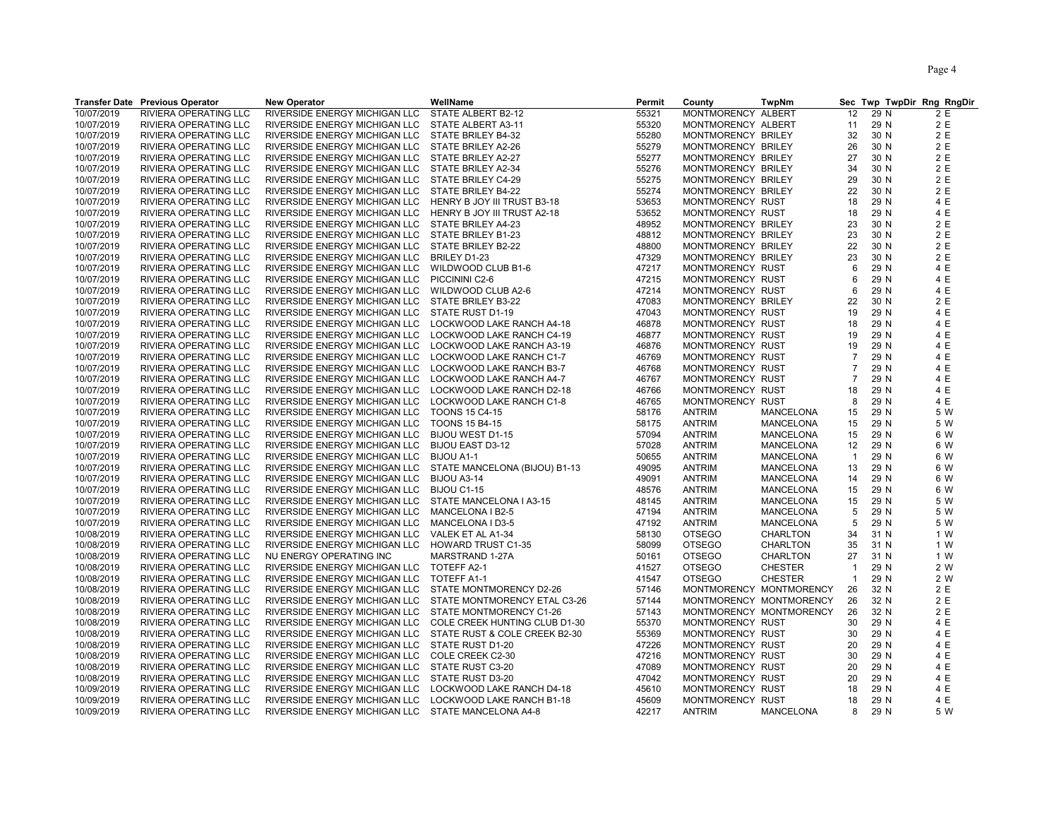| Transfer Date | Previous Operator | New Operator | WellName | Permit | County | TwpNm | Sec | Twp | TwpDir | Rng | RngDir |
|---|---|---|---|---|---|---|---|---|---|---|---|
| 10/07/2019 | RIVIERA OPERATING LLC | RIVERSIDE ENERGY MICHIGAN LLC | STATE ALBERT B2-12 | 55321 | MONTMORENCY | ALBERT | 12 | 29 | N | 2 | E |
| 10/07/2019 | RIVIERA OPERATING LLC | RIVERSIDE ENERGY MICHIGAN LLC | STATE ALBERT A3-11 | 55320 | MONTMORENCY | ALBERT | 11 | 29 | N | 2 | E |
| 10/07/2019 | RIVIERA OPERATING LLC | RIVERSIDE ENERGY MICHIGAN LLC | STATE BRILEY B4-32 | 55280 | MONTMORENCY | BRILEY | 32 | 30 | N | 2 | E |
| 10/07/2019 | RIVIERA OPERATING LLC | RIVERSIDE ENERGY MICHIGAN LLC | STATE BRILEY A2-26 | 55279 | MONTMORENCY | BRILEY | 26 | 30 | N | 2 | E |
| 10/07/2019 | RIVIERA OPERATING LLC | RIVERSIDE ENERGY MICHIGAN LLC | STATE BRILEY A2-27 | 55277 | MONTMORENCY | BRILEY | 27 | 30 | N | 2 | E |
| 10/07/2019 | RIVIERA OPERATING LLC | RIVERSIDE ENERGY MICHIGAN LLC | STATE BRILEY A2-34 | 55276 | MONTMORENCY | BRILEY | 34 | 30 | N | 2 | E |
| 10/07/2019 | RIVIERA OPERATING LLC | RIVERSIDE ENERGY MICHIGAN LLC | STATE BRILEY C4-29 | 55275 | MONTMORENCY | BRILEY | 29 | 30 | N | 2 | E |
| 10/07/2019 | RIVIERA OPERATING LLC | RIVERSIDE ENERGY MICHIGAN LLC | STATE BRILEY B4-22 | 55274 | MONTMORENCY | BRILEY | 22 | 30 | N | 2 | E |
| 10/07/2019 | RIVIERA OPERATING LLC | RIVERSIDE ENERGY MICHIGAN LLC | HENRY B JOY III TRUST B3-18 | 53653 | MONTMORENCY | RUST | 18 | 29 | N | 4 | E |
| 10/07/2019 | RIVIERA OPERATING LLC | RIVERSIDE ENERGY MICHIGAN LLC | HENRY B JOY III TRUST A2-18 | 53652 | MONTMORENCY | RUST | 18 | 29 | N | 4 | E |
| 10/07/2019 | RIVIERA OPERATING LLC | RIVERSIDE ENERGY MICHIGAN LLC | STATE BRILEY A4-23 | 48952 | MONTMORENCY | BRILEY | 23 | 30 | N | 2 | E |
| 10/07/2019 | RIVIERA OPERATING LLC | RIVERSIDE ENERGY MICHIGAN LLC | STATE BRILEY B1-23 | 48812 | MONTMORENCY | BRILEY | 23 | 30 | N | 2 | E |
| 10/07/2019 | RIVIERA OPERATING LLC | RIVERSIDE ENERGY MICHIGAN LLC | STATE BRILEY B2-22 | 48800 | MONTMORENCY | BRILEY | 22 | 30 | N | 2 | E |
| 10/07/2019 | RIVIERA OPERATING LLC | RIVERSIDE ENERGY MICHIGAN LLC | BRILEY D1-23 | 47329 | MONTMORENCY | BRILEY | 23 | 30 | N | 2 | E |
| 10/07/2019 | RIVIERA OPERATING LLC | RIVERSIDE ENERGY MICHIGAN LLC | WILDWOOD CLUB B1-6 | 47217 | MONTMORENCY | RUST | 6 | 29 | N | 4 | E |
| 10/07/2019 | RIVIERA OPERATING LLC | RIVERSIDE ENERGY MICHIGAN LLC | PICCININI C2-6 | 47215 | MONTMORENCY | RUST | 6 | 29 | N | 4 | E |
| 10/07/2019 | RIVIERA OPERATING LLC | RIVERSIDE ENERGY MICHIGAN LLC | WILDWOOD CLUB A2-6 | 47214 | MONTMORENCY | RUST | 6 | 29 | N | 4 | E |
| 10/07/2019 | RIVIERA OPERATING LLC | RIVERSIDE ENERGY MICHIGAN LLC | STATE BRILEY B3-22 | 47083 | MONTMORENCY | BRILEY | 22 | 30 | N | 2 | E |
| 10/07/2019 | RIVIERA OPERATING LLC | RIVERSIDE ENERGY MICHIGAN LLC | STATE RUST D1-19 | 47043 | MONTMORENCY | RUST | 19 | 29 | N | 4 | E |
| 10/07/2019 | RIVIERA OPERATING LLC | RIVERSIDE ENERGY MICHIGAN LLC | LOCKWOOD LAKE RANCH A4-18 | 46878 | MONTMORENCY | RUST | 18 | 29 | N | 4 | E |
| 10/07/2019 | RIVIERA OPERATING LLC | RIVERSIDE ENERGY MICHIGAN LLC | LOCKWOOD LAKE RANCH C4-19 | 46877 | MONTMORENCY | RUST | 19 | 29 | N | 4 | E |
| 10/07/2019 | RIVIERA OPERATING LLC | RIVERSIDE ENERGY MICHIGAN LLC | LOCKWOOD LAKE RANCH A3-19 | 46876 | MONTMORENCY | RUST | 19 | 29 | N | 4 | E |
| 10/07/2019 | RIVIERA OPERATING LLC | RIVERSIDE ENERGY MICHIGAN LLC | LOCKWOOD LAKE RANCH C1-7 | 46769 | MONTMORENCY | RUST | 7 | 29 | N | 4 | E |
| 10/07/2019 | RIVIERA OPERATING LLC | RIVERSIDE ENERGY MICHIGAN LLC | LOCKWOOD LAKE RANCH B3-7 | 46768 | MONTMORENCY | RUST | 7 | 29 | N | 4 | E |
| 10/07/2019 | RIVIERA OPERATING LLC | RIVERSIDE ENERGY MICHIGAN LLC | LOCKWOOD LAKE RANCH A4-7 | 46767 | MONTMORENCY | RUST | 7 | 29 | N | 4 | E |
| 10/07/2019 | RIVIERA OPERATING LLC | RIVERSIDE ENERGY MICHIGAN LLC | LOCKWOOD LAKE RANCH D2-18 | 46766 | MONTMORENCY | RUST | 18 | 29 | N | 4 | E |
| 10/07/2019 | RIVIERA OPERATING LLC | RIVERSIDE ENERGY MICHIGAN LLC | LOCKWOOD LAKE RANCH C1-8 | 46765 | MONTMORENCY | RUST | 8 | 29 | N | 4 | E |
| 10/07/2019 | RIVIERA OPERATING LLC | RIVERSIDE ENERGY MICHIGAN LLC | TOONS 15 C4-15 | 58176 | ANTRIM | MANCELONA | 15 | 29 | N | 5 | W |
| 10/07/2019 | RIVIERA OPERATING LLC | RIVERSIDE ENERGY MICHIGAN LLC | TOONS 15 B4-15 | 58175 | ANTRIM | MANCELONA | 15 | 29 | N | 5 | W |
| 10/07/2019 | RIVIERA OPERATING LLC | RIVERSIDE ENERGY MICHIGAN LLC | BIJOU WEST D1-15 | 57094 | ANTRIM | MANCELONA | 15 | 29 | N | 6 | W |
| 10/07/2019 | RIVIERA OPERATING LLC | RIVERSIDE ENERGY MICHIGAN LLC | BIJOU EAST D3-12 | 57028 | ANTRIM | MANCELONA | 12 | 29 | N | 6 | W |
| 10/07/2019 | RIVIERA OPERATING LLC | RIVERSIDE ENERGY MICHIGAN LLC | BIJOU A1-1 | 50655 | ANTRIM | MANCELONA | 1 | 29 | N | 6 | W |
| 10/07/2019 | RIVIERA OPERATING LLC | RIVERSIDE ENERGY MICHIGAN LLC | STATE MANCELONA (BIJOU) B1-13 | 49095 | ANTRIM | MANCELONA | 13 | 29 | N | 6 | W |
| 10/07/2019 | RIVIERA OPERATING LLC | RIVERSIDE ENERGY MICHIGAN LLC | BIJOU A3-14 | 49091 | ANTRIM | MANCELONA | 14 | 29 | N | 6 | W |
| 10/07/2019 | RIVIERA OPERATING LLC | RIVERSIDE ENERGY MICHIGAN LLC | BIJOU C1-15 | 48576 | ANTRIM | MANCELONA | 15 | 29 | N | 6 | W |
| 10/07/2019 | RIVIERA OPERATING LLC | RIVERSIDE ENERGY MICHIGAN LLC | STATE MANCELONA I A3-15 | 48145 | ANTRIM | MANCELONA | 15 | 29 | N | 5 | W |
| 10/07/2019 | RIVIERA OPERATING LLC | RIVERSIDE ENERGY MICHIGAN LLC | MANCELONA I B2-5 | 47194 | ANTRIM | MANCELONA | 5 | 29 | N | 5 | W |
| 10/07/2019 | RIVIERA OPERATING LLC | RIVERSIDE ENERGY MICHIGAN LLC | MANCELONA I D3-5 | 47192 | ANTRIM | MANCELONA | 5 | 29 | N | 5 | W |
| 10/08/2019 | RIVIERA OPERATING LLC | RIVERSIDE ENERGY MICHIGAN LLC | VALEK ET AL A1-34 | 58130 | OTSEGO | CHARLTON | 34 | 31 | N | 1 | W |
| 10/08/2019 | RIVIERA OPERATING LLC | RIVERSIDE ENERGY MICHIGAN LLC | HOWARD TRUST C1-35 | 58099 | OTSEGO | CHARLTON | 35 | 31 | N | 1 | W |
| 10/08/2019 | RIVIERA OPERATING LLC | NU ENERGY OPERATING INC | MARSTRAND 1-27A | 50161 | OTSEGO | CHARLTON | 27 | 31 | N | 1 | W |
| 10/08/2019 | RIVIERA OPERATING LLC | RIVERSIDE ENERGY MICHIGAN LLC | TOTEFF A2-1 | 41527 | OTSEGO | CHESTER | 1 | 29 | N | 2 | W |
| 10/08/2019 | RIVIERA OPERATING LLC | RIVERSIDE ENERGY MICHIGAN LLC | TOTEFF A1-1 | 41547 | OTSEGO | CHESTER | 1 | 29 | N | 2 | W |
| 10/08/2019 | RIVIERA OPERATING LLC | RIVERSIDE ENERGY MICHIGAN LLC | STATE MONTMORENCY D2-26 | 57146 | MONTMORENCY | MONTMORENCY | 26 | 32 | N | 2 | E |
| 10/08/2019 | RIVIERA OPERATING LLC | RIVERSIDE ENERGY MICHIGAN LLC | STATE MONTMORENCY ETAL C3-26 | 57144 | MONTMORENCY | MONTMORENCY | 26 | 32 | N | 2 | E |
| 10/08/2019 | RIVIERA OPERATING LLC | RIVERSIDE ENERGY MICHIGAN LLC | STATE MONTMORENCY C1-26 | 57143 | MONTMORENCY | MONTMORENCY | 26 | 32 | N | 2 | E |
| 10/08/2019 | RIVIERA OPERATING LLC | RIVERSIDE ENERGY MICHIGAN LLC | COLE CREEK HUNTING CLUB D1-30 | 55370 | MONTMORENCY | RUST | 30 | 29 | N | 4 | E |
| 10/08/2019 | RIVIERA OPERATING LLC | RIVERSIDE ENERGY MICHIGAN LLC | STATE RUST & COLE CREEK B2-30 | 55369 | MONTMORENCY | RUST | 30 | 29 | N | 4 | E |
| 10/08/2019 | RIVIERA OPERATING LLC | RIVERSIDE ENERGY MICHIGAN LLC | STATE RUST D1-20 | 47226 | MONTMORENCY | RUST | 20 | 29 | N | 4 | E |
| 10/08/2019 | RIVIERA OPERATING LLC | RIVERSIDE ENERGY MICHIGAN LLC | COLE CREEK C2-30 | 47216 | MONTMORENCY | RUST | 30 | 29 | N | 4 | E |
| 10/08/2019 | RIVIERA OPERATING LLC | RIVERSIDE ENERGY MICHIGAN LLC | STATE RUST C3-20 | 47089 | MONTMORENCY | RUST | 20 | 29 | N | 4 | E |
| 10/08/2019 | RIVIERA OPERATING LLC | RIVERSIDE ENERGY MICHIGAN LLC | STATE RUST D3-20 | 47042 | MONTMORENCY | RUST | 20 | 29 | N | 4 | E |
| 10/09/2019 | RIVIERA OPERATING LLC | RIVERSIDE ENERGY MICHIGAN LLC | LOCKWOOD LAKE RANCH D4-18 | 45610 | MONTMORENCY | RUST | 18 | 29 | N | 4 | E |
| 10/09/2019 | RIVIERA OPERATING LLC | RIVERSIDE ENERGY MICHIGAN LLC | LOCKWOOD LAKE RANCH B1-18 | 45609 | MONTMORENCY | RUST | 18 | 29 | N | 4 | E |
| 10/09/2019 | RIVIERA OPERATING LLC | RIVERSIDE ENERGY MICHIGAN LLC | STATE MANCELONA A4-8 | 42217 | ANTRIM | MANCELONA | 8 | 29 | N | 5 | W |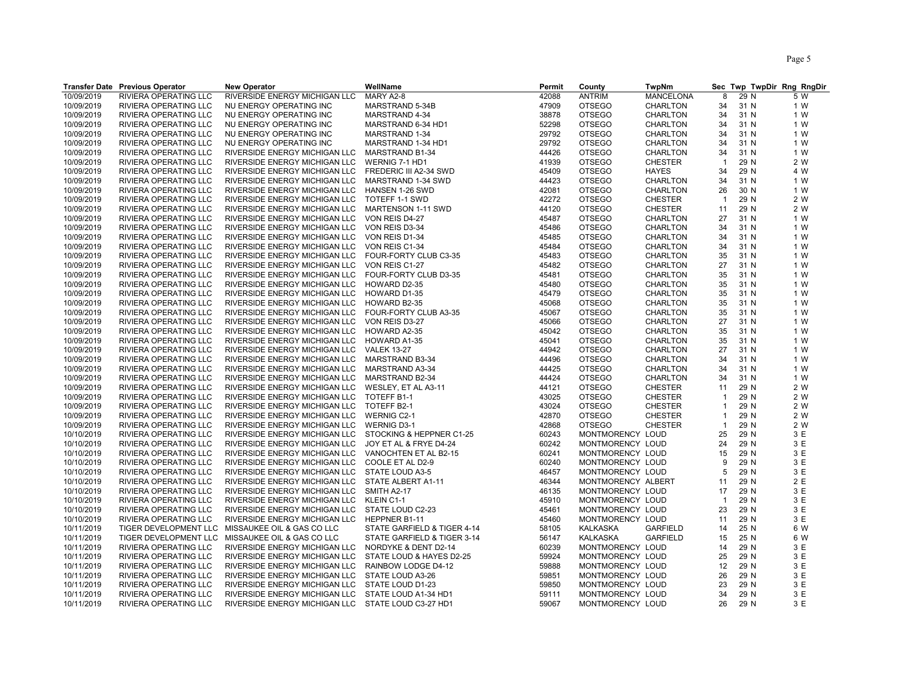| Transfer Date | Previous Operator | New Operator | WellName | Permit | County | TwpNm | Sec | Twp | TwpDir | Rng | RngDir |
|---|---|---|---|---|---|---|---|---|---|---|---|
| 10/09/2019 | RIVIERA OPERATING LLC | RIVERSIDE ENERGY MICHIGAN LLC | MARY A2-8 | 42088 | ANTRIM | MANCELONA | 8 | 29 | N | 5 | W |
| 10/09/2019 | RIVIERA OPERATING LLC | NU ENERGY OPERATING INC | MARSTRAND 5-34B | 47909 | OTSEGO | CHARLTON | 34 | 31 | N | 1 | W |
| 10/09/2019 | RIVIERA OPERATING LLC | NU ENERGY OPERATING INC | MARSTRAND 4-34 | 38878 | OTSEGO | CHARLTON | 34 | 31 | N | 1 | W |
| 10/09/2019 | RIVIERA OPERATING LLC | NU ENERGY OPERATING INC | MARSTRAND 6-34 HD1 | 52298 | OTSEGO | CHARLTON | 34 | 31 | N | 1 | W |
| 10/09/2019 | RIVIERA OPERATING LLC | NU ENERGY OPERATING INC | MARSTRAND 1-34 | 29792 | OTSEGO | CHARLTON | 34 | 31 | N | 1 | W |
| 10/09/2019 | RIVIERA OPERATING LLC | NU ENERGY OPERATING INC | MARSTRAND 1-34 HD1 | 29792 | OTSEGO | CHARLTON | 34 | 31 | N | 1 | W |
| 10/09/2019 | RIVIERA OPERATING LLC | RIVERSIDE ENERGY MICHIGAN LLC | MARSTRAND B1-34 | 44426 | OTSEGO | CHARLTON | 34 | 31 | N | 1 | W |
| 10/09/2019 | RIVIERA OPERATING LLC | RIVERSIDE ENERGY MICHIGAN LLC | WERNIG 7-1 HD1 | 41939 | OTSEGO | CHESTER | 1 | 29 | N | 2 | W |
| 10/09/2019 | RIVIERA OPERATING LLC | RIVERSIDE ENERGY MICHIGAN LLC | FREDERIC III A2-34 SWD | 45409 | OTSEGO | HAYES | 34 | 29 | N | 4 | W |
| 10/09/2019 | RIVIERA OPERATING LLC | RIVERSIDE ENERGY MICHIGAN LLC | MARSTRAND 1-34 SWD | 44423 | OTSEGO | CHARLTON | 34 | 31 | N | 1 | W |
| 10/09/2019 | RIVIERA OPERATING LLC | RIVERSIDE ENERGY MICHIGAN LLC | HANSEN 1-26 SWD | 42081 | OTSEGO | CHARLTON | 26 | 30 | N | 1 | W |
| 10/09/2019 | RIVIERA OPERATING LLC | RIVERSIDE ENERGY MICHIGAN LLC | TOTEFF 1-1 SWD | 42272 | OTSEGO | CHESTER | 1 | 29 | N | 2 | W |
| 10/09/2019 | RIVIERA OPERATING LLC | RIVERSIDE ENERGY MICHIGAN LLC | MARTENSON 1-11 SWD | 44120 | OTSEGO | CHESTER | 11 | 29 | N | 2 | W |
| 10/09/2019 | RIVIERA OPERATING LLC | RIVERSIDE ENERGY MICHIGAN LLC | VON REIS D4-27 | 45487 | OTSEGO | CHARLTON | 27 | 31 | N | 1 | W |
| 10/09/2019 | RIVIERA OPERATING LLC | RIVERSIDE ENERGY MICHIGAN LLC | VON REIS D3-34 | 45486 | OTSEGO | CHARLTON | 34 | 31 | N | 1 | W |
| 10/09/2019 | RIVIERA OPERATING LLC | RIVERSIDE ENERGY MICHIGAN LLC | VON REIS D1-34 | 45485 | OTSEGO | CHARLTON | 34 | 31 | N | 1 | W |
| 10/09/2019 | RIVIERA OPERATING LLC | RIVERSIDE ENERGY MICHIGAN LLC | VON REIS C1-34 | 45484 | OTSEGO | CHARLTON | 34 | 31 | N | 1 | W |
| 10/09/2019 | RIVIERA OPERATING LLC | RIVERSIDE ENERGY MICHIGAN LLC | FOUR-FORTY CLUB C3-35 | 45483 | OTSEGO | CHARLTON | 35 | 31 | N | 1 | W |
| 10/09/2019 | RIVIERA OPERATING LLC | RIVERSIDE ENERGY MICHIGAN LLC | VON REIS C1-27 | 45482 | OTSEGO | CHARLTON | 27 | 31 | N | 1 | W |
| 10/09/2019 | RIVIERA OPERATING LLC | RIVERSIDE ENERGY MICHIGAN LLC | FOUR-FORTY CLUB D3-35 | 45481 | OTSEGO | CHARLTON | 35 | 31 | N | 1 | W |
| 10/09/2019 | RIVIERA OPERATING LLC | RIVERSIDE ENERGY MICHIGAN LLC | HOWARD D2-35 | 45480 | OTSEGO | CHARLTON | 35 | 31 | N | 1 | W |
| 10/09/2019 | RIVIERA OPERATING LLC | RIVERSIDE ENERGY MICHIGAN LLC | HOWARD D1-35 | 45479 | OTSEGO | CHARLTON | 35 | 31 | N | 1 | W |
| 10/09/2019 | RIVIERA OPERATING LLC | RIVERSIDE ENERGY MICHIGAN LLC | HOWARD B2-35 | 45068 | OTSEGO | CHARLTON | 35 | 31 | N | 1 | W |
| 10/09/2019 | RIVIERA OPERATING LLC | RIVERSIDE ENERGY MICHIGAN LLC | FOUR-FORTY CLUB A3-35 | 45067 | OTSEGO | CHARLTON | 35 | 31 | N | 1 | W |
| 10/09/2019 | RIVIERA OPERATING LLC | RIVERSIDE ENERGY MICHIGAN LLC | VON REIS D3-27 | 45066 | OTSEGO | CHARLTON | 27 | 31 | N | 1 | W |
| 10/09/2019 | RIVIERA OPERATING LLC | RIVERSIDE ENERGY MICHIGAN LLC | HOWARD A2-35 | 45042 | OTSEGO | CHARLTON | 35 | 31 | N | 1 | W |
| 10/09/2019 | RIVIERA OPERATING LLC | RIVERSIDE ENERGY MICHIGAN LLC | HOWARD A1-35 | 45041 | OTSEGO | CHARLTON | 35 | 31 | N | 1 | W |
| 10/09/2019 | RIVIERA OPERATING LLC | RIVERSIDE ENERGY MICHIGAN LLC | VALEK 13-27 | 44942 | OTSEGO | CHARLTON | 27 | 31 | N | 1 | W |
| 10/09/2019 | RIVIERA OPERATING LLC | RIVERSIDE ENERGY MICHIGAN LLC | MARSTRAND B3-34 | 44496 | OTSEGO | CHARLTON | 34 | 31 | N | 1 | W |
| 10/09/2019 | RIVIERA OPERATING LLC | RIVERSIDE ENERGY MICHIGAN LLC | MARSTRAND A3-34 | 44425 | OTSEGO | CHARLTON | 34 | 31 | N | 1 | W |
| 10/09/2019 | RIVIERA OPERATING LLC | RIVERSIDE ENERGY MICHIGAN LLC | MARSTRAND B2-34 | 44424 | OTSEGO | CHARLTON | 34 | 31 | N | 1 | W |
| 10/09/2019 | RIVIERA OPERATING LLC | RIVERSIDE ENERGY MICHIGAN LLC | WESLEY, ET AL A3-11 | 44121 | OTSEGO | CHESTER | 11 | 29 | N | 2 | W |
| 10/09/2019 | RIVIERA OPERATING LLC | RIVERSIDE ENERGY MICHIGAN LLC | TOTEFF B1-1 | 43025 | OTSEGO | CHESTER | 1 | 29 | N | 2 | W |
| 10/09/2019 | RIVIERA OPERATING LLC | RIVERSIDE ENERGY MICHIGAN LLC | TOTEFF B2-1 | 43024 | OTSEGO | CHESTER | 1 | 29 | N | 2 | W |
| 10/09/2019 | RIVIERA OPERATING LLC | RIVERSIDE ENERGY MICHIGAN LLC | WERNIG C2-1 | 42870 | OTSEGO | CHESTER | 1 | 29 | N | 2 | W |
| 10/09/2019 | RIVIERA OPERATING LLC | RIVERSIDE ENERGY MICHIGAN LLC | WERNIG D3-1 | 42868 | OTSEGO | CHESTER | 1 | 29 | N | 2 | W |
| 10/10/2019 | RIVIERA OPERATING LLC | RIVERSIDE ENERGY MICHIGAN LLC | STOCKING & HEPPNER C1-25 | 60243 | MONTMORENCY | LOUD | 25 | 29 | N | 3 | E |
| 10/10/2019 | RIVIERA OPERATING LLC | RIVERSIDE ENERGY MICHIGAN LLC | JOY ET AL & FRYE D4-24 | 60242 | MONTMORENCY | LOUD | 24 | 29 | N | 3 | E |
| 10/10/2019 | RIVIERA OPERATING LLC | RIVERSIDE ENERGY MICHIGAN LLC | VANOCHTEN ET AL B2-15 | 60241 | MONTMORENCY | LOUD | 15 | 29 | N | 3 | E |
| 10/10/2019 | RIVIERA OPERATING LLC | RIVERSIDE ENERGY MICHIGAN LLC | COOLE ET AL D2-9 | 60240 | MONTMORENCY | LOUD | 9 | 29 | N | 3 | E |
| 10/10/2019 | RIVIERA OPERATING LLC | RIVERSIDE ENERGY MICHIGAN LLC | STATE LOUD A3-5 | 46457 | MONTMORENCY | LOUD | 5 | 29 | N | 3 | E |
| 10/10/2019 | RIVIERA OPERATING LLC | RIVERSIDE ENERGY MICHIGAN LLC | STATE ALBERT A1-11 | 46344 | MONTMORENCY | ALBERT | 11 | 29 | N | 2 | E |
| 10/10/2019 | RIVIERA OPERATING LLC | RIVERSIDE ENERGY MICHIGAN LLC | SMITH A2-17 | 46135 | MONTMORENCY | LOUD | 17 | 29 | N | 3 | E |
| 10/10/2019 | RIVIERA OPERATING LLC | RIVERSIDE ENERGY MICHIGAN LLC | KLEIN C1-1 | 45910 | MONTMORENCY | LOUD | 1 | 29 | N | 3 | E |
| 10/10/2019 | RIVIERA OPERATING LLC | RIVERSIDE ENERGY MICHIGAN LLC | STATE LOUD C2-23 | 45461 | MONTMORENCY | LOUD | 23 | 29 | N | 3 | E |
| 10/10/2019 | RIVIERA OPERATING LLC | RIVERSIDE ENERGY MICHIGAN LLC | HEPPNER B1-11 | 45460 | MONTMORENCY | LOUD | 11 | 29 | N | 3 | E |
| 10/11/2019 | TIGER DEVELOPMENT LLC | MISSAUKEE OIL & GAS CO LLC | STATE GARFIELD & TIGER 4-14 | 58105 | KALKASKA | GARFIELD | 14 | 25 | N | 6 | W |
| 10/11/2019 | TIGER DEVELOPMENT LLC | MISSAUKEE OIL & GAS CO LLC | STATE GARFIELD & TIGER 3-14 | 56147 | KALKASKA | GARFIELD | 15 | 25 | N | 6 | W |
| 10/11/2019 | RIVIERA OPERATING LLC | RIVERSIDE ENERGY MICHIGAN LLC | NORDYKE & DENT D2-14 | 60239 | MONTMORENCY | LOUD | 14 | 29 | N | 3 | E |
| 10/11/2019 | RIVIERA OPERATING LLC | RIVERSIDE ENERGY MICHIGAN LLC | STATE LOUD & HAYES D2-25 | 59924 | MONTMORENCY | LOUD | 25 | 29 | N | 3 | E |
| 10/11/2019 | RIVIERA OPERATING LLC | RIVERSIDE ENERGY MICHIGAN LLC | RAINBOW LODGE D4-12 | 59888 | MONTMORENCY | LOUD | 12 | 29 | N | 3 | E |
| 10/11/2019 | RIVIERA OPERATING LLC | RIVERSIDE ENERGY MICHIGAN LLC | STATE LOUD A3-26 | 59851 | MONTMORENCY | LOUD | 26 | 29 | N | 3 | E |
| 10/11/2019 | RIVIERA OPERATING LLC | RIVERSIDE ENERGY MICHIGAN LLC | STATE LOUD D1-23 | 59850 | MONTMORENCY | LOUD | 23 | 29 | N | 3 | E |
| 10/11/2019 | RIVIERA OPERATING LLC | RIVERSIDE ENERGY MICHIGAN LLC | STATE LOUD A1-34 HD1 | 59111 | MONTMORENCY | LOUD | 34 | 29 | N | 3 | E |
| 10/11/2019 | RIVIERA OPERATING LLC | RIVERSIDE ENERGY MICHIGAN LLC | STATE LOUD C3-27 HD1 | 59067 | MONTMORENCY | LOUD | 26 | 29 | N | 3 | E |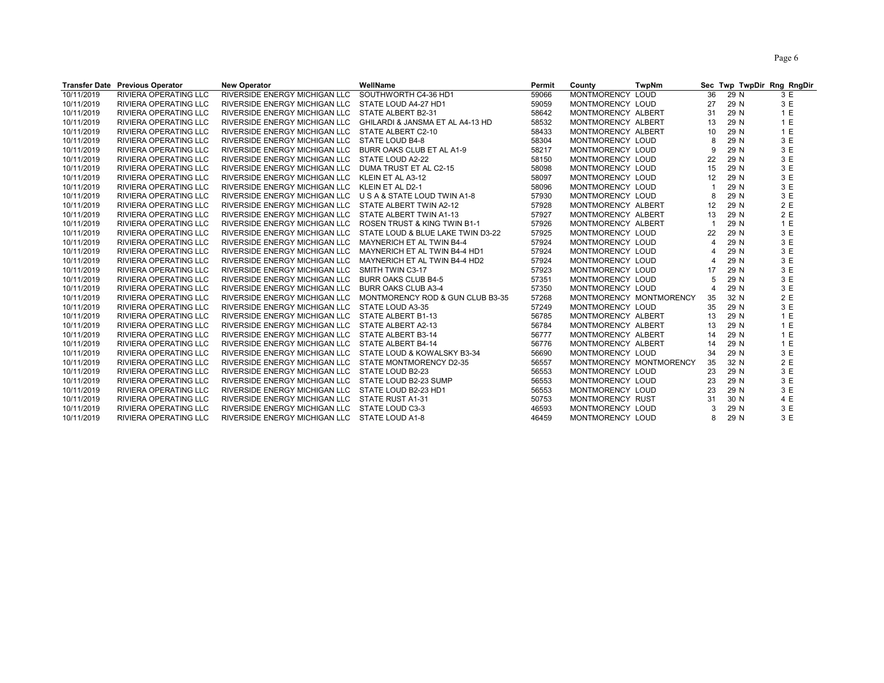| Transfer Date | Previous Operator | New Operator | WellName | Permit | County | TwpNm | Sec | Twp | TwpDir | Rng | RngDir |
|---|---|---|---|---|---|---|---|---|---|---|---|
| 10/11/2019 | RIVIERA OPERATING LLC | RIVERSIDE ENERGY MICHIGAN LLC | SOUTHWORTH C4-36 HD1 | 59066 | MONTMORENCY | LOUD | 36 | 29 | N | 3 | E |
| 10/11/2019 | RIVIERA OPERATING LLC | RIVERSIDE ENERGY MICHIGAN LLC | STATE LOUD A4-27 HD1 | 59059 | MONTMORENCY | LOUD | 27 | 29 | N | 3 | E |
| 10/11/2019 | RIVIERA OPERATING LLC | RIVERSIDE ENERGY MICHIGAN LLC | STATE ALBERT B2-31 | 58642 | MONTMORENCY | ALBERT | 31 | 29 | N | 1 | E |
| 10/11/2019 | RIVIERA OPERATING LLC | RIVERSIDE ENERGY MICHIGAN LLC | GHILARDI & JANSMA ET AL A4-13 HD | 58532 | MONTMORENCY | ALBERT | 13 | 29 | N | 1 | E |
| 10/11/2019 | RIVIERA OPERATING LLC | RIVERSIDE ENERGY MICHIGAN LLC | STATE ALBERT C2-10 | 58433 | MONTMORENCY | ALBERT | 10 | 29 | N | 1 | E |
| 10/11/2019 | RIVIERA OPERATING LLC | RIVERSIDE ENERGY MICHIGAN LLC | STATE LOUD B4-8 | 58304 | MONTMORENCY | LOUD | 8 | 29 | N | 3 | E |
| 10/11/2019 | RIVIERA OPERATING LLC | RIVERSIDE ENERGY MICHIGAN LLC | BURR OAKS CLUB ET AL A1-9 | 58217 | MONTMORENCY | LOUD | 9 | 29 | N | 3 | E |
| 10/11/2019 | RIVIERA OPERATING LLC | RIVERSIDE ENERGY MICHIGAN LLC | STATE LOUD A2-22 | 58150 | MONTMORENCY | LOUD | 22 | 29 | N | 3 | E |
| 10/11/2019 | RIVIERA OPERATING LLC | RIVERSIDE ENERGY MICHIGAN LLC | DUMA TRUST ET AL C2-15 | 58098 | MONTMORENCY | LOUD | 15 | 29 | N | 3 | E |
| 10/11/2019 | RIVIERA OPERATING LLC | RIVERSIDE ENERGY MICHIGAN LLC | KLEIN ET AL A3-12 | 58097 | MONTMORENCY | LOUD | 12 | 29 | N | 3 | E |
| 10/11/2019 | RIVIERA OPERATING LLC | RIVERSIDE ENERGY MICHIGAN LLC | KLEIN ET AL D2-1 | 58096 | MONTMORENCY | LOUD | 1 | 29 | N | 3 | E |
| 10/11/2019 | RIVIERA OPERATING LLC | RIVERSIDE ENERGY MICHIGAN LLC | U S A & STATE LOUD TWIN A1-8 | 57930 | MONTMORENCY | LOUD | 8 | 29 | N | 3 | E |
| 10/11/2019 | RIVIERA OPERATING LLC | RIVERSIDE ENERGY MICHIGAN LLC | STATE ALBERT TWIN A2-12 | 57928 | MONTMORENCY | ALBERT | 12 | 29 | N | 2 | E |
| 10/11/2019 | RIVIERA OPERATING LLC | RIVERSIDE ENERGY MICHIGAN LLC | STATE ALBERT TWIN A1-13 | 57927 | MONTMORENCY | ALBERT | 13 | 29 | N | 2 | E |
| 10/11/2019 | RIVIERA OPERATING LLC | RIVERSIDE ENERGY MICHIGAN LLC | ROSEN TRUST & KING TWIN B1-1 | 57926 | MONTMORENCY | ALBERT | 1 | 29 | N | 1 | E |
| 10/11/2019 | RIVIERA OPERATING LLC | RIVERSIDE ENERGY MICHIGAN LLC | STATE LOUD & BLUE LAKE TWIN D3-22 | 57925 | MONTMORENCY | LOUD | 22 | 29 | N | 3 | E |
| 10/11/2019 | RIVIERA OPERATING LLC | RIVERSIDE ENERGY MICHIGAN LLC | MAYNERICH ET AL TWIN B4-4 | 57924 | MONTMORENCY | LOUD | 4 | 29 | N | 3 | E |
| 10/11/2019 | RIVIERA OPERATING LLC | RIVERSIDE ENERGY MICHIGAN LLC | MAYNERICH ET AL TWIN B4-4 HD1 | 57924 | MONTMORENCY | LOUD | 4 | 29 | N | 3 | E |
| 10/11/2019 | RIVIERA OPERATING LLC | RIVERSIDE ENERGY MICHIGAN LLC | MAYNERICH ET AL TWIN B4-4 HD2 | 57924 | MONTMORENCY | LOUD | 4 | 29 | N | 3 | E |
| 10/11/2019 | RIVIERA OPERATING LLC | RIVERSIDE ENERGY MICHIGAN LLC | SMITH TWIN C3-17 | 57923 | MONTMORENCY | LOUD | 17 | 29 | N | 3 | E |
| 10/11/2019 | RIVIERA OPERATING LLC | RIVERSIDE ENERGY MICHIGAN LLC | BURR OAKS CLUB B4-5 | 57351 | MONTMORENCY | LOUD | 5 | 29 | N | 3 | E |
| 10/11/2019 | RIVIERA OPERATING LLC | RIVERSIDE ENERGY MICHIGAN LLC | BURR OAKS CLUB A3-4 | 57350 | MONTMORENCY | LOUD | 4 | 29 | N | 3 | E |
| 10/11/2019 | RIVIERA OPERATING LLC | RIVERSIDE ENERGY MICHIGAN LLC | MONTMORENCY ROD & GUN CLUB B3-35 | 57268 | MONTMORENCY | MONTMORENCY | 35 | 32 | N | 2 | E |
| 10/11/2019 | RIVIERA OPERATING LLC | RIVERSIDE ENERGY MICHIGAN LLC | STATE LOUD A3-35 | 57249 | MONTMORENCY | LOUD | 35 | 29 | N | 3 | E |
| 10/11/2019 | RIVIERA OPERATING LLC | RIVERSIDE ENERGY MICHIGAN LLC | STATE ALBERT B1-13 | 56785 | MONTMORENCY | ALBERT | 13 | 29 | N | 1 | E |
| 10/11/2019 | RIVIERA OPERATING LLC | RIVERSIDE ENERGY MICHIGAN LLC | STATE ALBERT A2-13 | 56784 | MONTMORENCY | ALBERT | 13 | 29 | N | 1 | E |
| 10/11/2019 | RIVIERA OPERATING LLC | RIVERSIDE ENERGY MICHIGAN LLC | STATE ALBERT B3-14 | 56777 | MONTMORENCY | ALBERT | 14 | 29 | N | 1 | E |
| 10/11/2019 | RIVIERA OPERATING LLC | RIVERSIDE ENERGY MICHIGAN LLC | STATE ALBERT B4-14 | 56776 | MONTMORENCY | ALBERT | 14 | 29 | N | 1 | E |
| 10/11/2019 | RIVIERA OPERATING LLC | RIVERSIDE ENERGY MICHIGAN LLC | STATE LOUD & KOWALSKY B3-34 | 56690 | MONTMORENCY | LOUD | 34 | 29 | N | 3 | E |
| 10/11/2019 | RIVIERA OPERATING LLC | RIVERSIDE ENERGY MICHIGAN LLC | STATE MONTMORENCY D2-35 | 56557 | MONTMORENCY | MONTMORENCY | 35 | 32 | N | 2 | E |
| 10/11/2019 | RIVIERA OPERATING LLC | RIVERSIDE ENERGY MICHIGAN LLC | STATE LOUD B2-23 | 56553 | MONTMORENCY | LOUD | 23 | 29 | N | 3 | E |
| 10/11/2019 | RIVIERA OPERATING LLC | RIVERSIDE ENERGY MICHIGAN LLC | STATE LOUD B2-23 SUMP | 56553 | MONTMORENCY | LOUD | 23 | 29 | N | 3 | E |
| 10/11/2019 | RIVIERA OPERATING LLC | RIVERSIDE ENERGY MICHIGAN LLC | STATE LOUD B2-23 HD1 | 56553 | MONTMORENCY | LOUD | 23 | 29 | N | 3 | E |
| 10/11/2019 | RIVIERA OPERATING LLC | RIVERSIDE ENERGY MICHIGAN LLC | STATE RUST A1-31 | 50753 | MONTMORENCY | RUST | 31 | 30 | N | 4 | E |
| 10/11/2019 | RIVIERA OPERATING LLC | RIVERSIDE ENERGY MICHIGAN LLC | STATE LOUD C3-3 | 46593 | MONTMORENCY | LOUD | 3 | 29 | N | 3 | E |
| 10/11/2019 | RIVIERA OPERATING LLC | RIVERSIDE ENERGY MICHIGAN LLC | STATE LOUD A1-8 | 46459 | MONTMORENCY | LOUD | 8 | 29 | N | 3 | E |